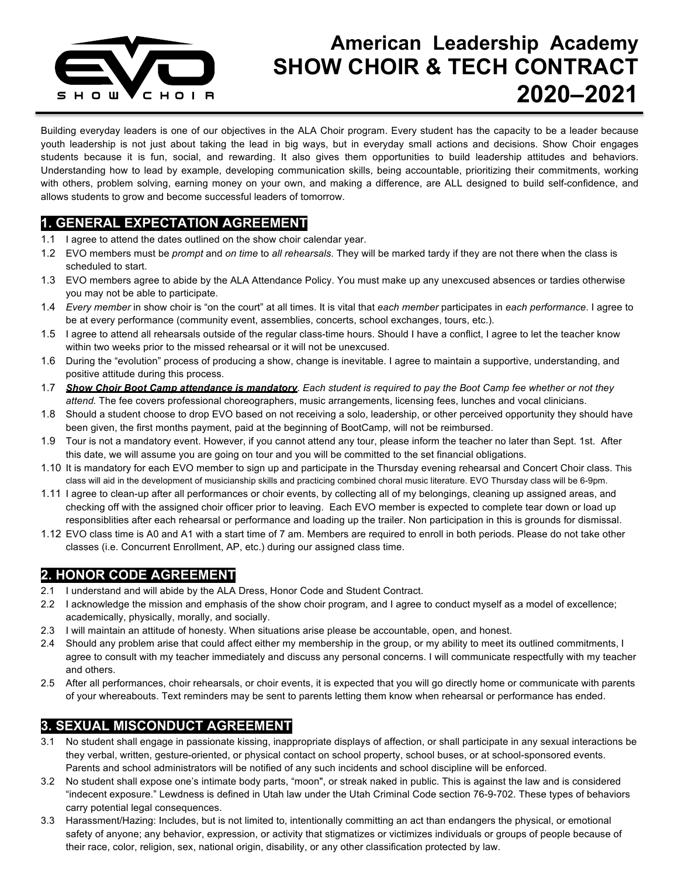# American Leadership Academy SHOW CHOIR & TECH CONTRACT 2020–2021

Building everyday leaders is one of our objectives in the ALA Choir program. Every student has the capacity to be a leader because youth leadership is not just about taking the lead in big ways, but in everyday small actions and decisions. Show Choir engages students because it is fun, social, and rewarding. It also gives them opportunities to build leadership attitudes and behaviors. Understanding how to lead by example, developing communication skills, being accountable, prioritizing their commitments, working with others, problem solving, earning money on your own, and making a difference, are ALL designed to build self-confidence, and allows students to grow and become successful leaders of tomorrow.

## 1. GENERAL EXPECTATION AGREEMENT

1.1 I agree to attend the dates outlined on the show choir calendar year.

1.2 EVO members must be *prompt* and *on time* to *all rehearsals*. They will be marked tardy if they are not there when the class is scheduled to start.

1.3 EVO members agree to abide by the ALA Attendance Policy. You must make up any unexcused absences or tardies otherwise you may not be able to participate.

1.4 *Every member* in show choir is "on the court" at all times. It is vital that *each member* participates in *each performance*. I agree to be at every performance (community event, assemblies, concerts, school exchanges, tours, etc.).

1.5 I agree to attend all rehearsals outside of the regular class-time hours. Should I have a conflict, I agree to let the teacher know within two weeks prior to the missed rehearsal or it will not be unexcused.

1.6 During the "evolution" process of producing a show, change is inevitable. I agree to maintain a supportive, understanding, and positive attitude during this process.

1.7 ***Show Choir Boot Camp attendance is mandatory***. *Each student is required to pay the Boot Camp fee whether or not they attend.* The fee covers professional choreographers, music arrangements, licensing fees, lunches and vocal clinicians.

1.8 Should a student choose to drop EVO based on not receiving a solo, leadership, or other perceived opportunity they should have been given, the first months payment, paid at the beginning of BootCamp, will not be reimbursed.

1.9 Tour is not a mandatory event. However, if you cannot attend any tour, please inform the teacher no later than Sept. 1st. After this date, we will assume you are going on tour and you will be committed to the set financial obligations.

1.10 It is mandatory for each EVO member to sign up and participate in the Thursday evening rehearsal and Concert Choir class. This class will aid in the development of musicianship skills and practicing combined choral music literature. EVO Thursday class will be 6-9pm.

1.11 I agree to clean-up after all performances or choir events, by collecting all of my belongings, cleaning up assigned areas, and checking off with the assigned choir officer prior to leaving. Each EVO member is expected to complete tear down or load up responsiblities after each rehearsal or performance and loading up the trailer. Non participation in this is grounds for dismissal.

1.12 EVO class time is A0 and A1 with a start time of 7 am. Members are required to enroll in both periods. Please do not take other classes (i.e. Concurrent Enrollment, AP, etc.) during our assigned class time.

## 2. HONOR CODE AGREEMENT

2.1 I understand and will abide by the ALA Dress, Honor Code and Student Contract.

2.2 I acknowledge the mission and emphasis of the show choir program, and I agree to conduct myself as a model of excellence; academically, physically, morally, and socially.

2.3 I will maintain an attitude of honesty. When situations arise please be accountable, open, and honest.

2.4 Should any problem arise that could affect either my membership in the group, or my ability to meet its outlined commitments, I agree to consult with my teacher immediately and discuss any personal concerns. I will communicate respectfully with my teacher and others.

2.5 After all performances, choir rehearsals, or choir events, it is expected that you will go directly home or communicate with parents of your whereabouts. Text reminders may be sent to parents letting them know when rehearsal or performance has ended.

## 3. SEXUAL MISCONDUCT AGREEMENT

3.1 No student shall engage in passionate kissing, inappropriate displays of affection, or shall participate in any sexual interactions be they verbal, written, gesture-oriented, or physical contact on school property, school buses, or at school-sponsored events. Parents and school administrators will be notified of any such incidents and school discipline will be enforced.

3.2 No student shall expose one's intimate body parts, "moon", or streak naked in public. This is against the law and is considered "indecent exposure." Lewdness is defined in Utah law under the Utah Criminal Code section 76-9-702. These types of behaviors carry potential legal consequences.

3.3 Harassment/Hazing: Includes, but is not limited to, intentionally committing an act than endangers the physical, or emotional safety of anyone; any behavior, expression, or activity that stigmatizes or victimizes individuals or groups of people because of their race, color, religion, sex, national origin, disability, or any other classification protected by law.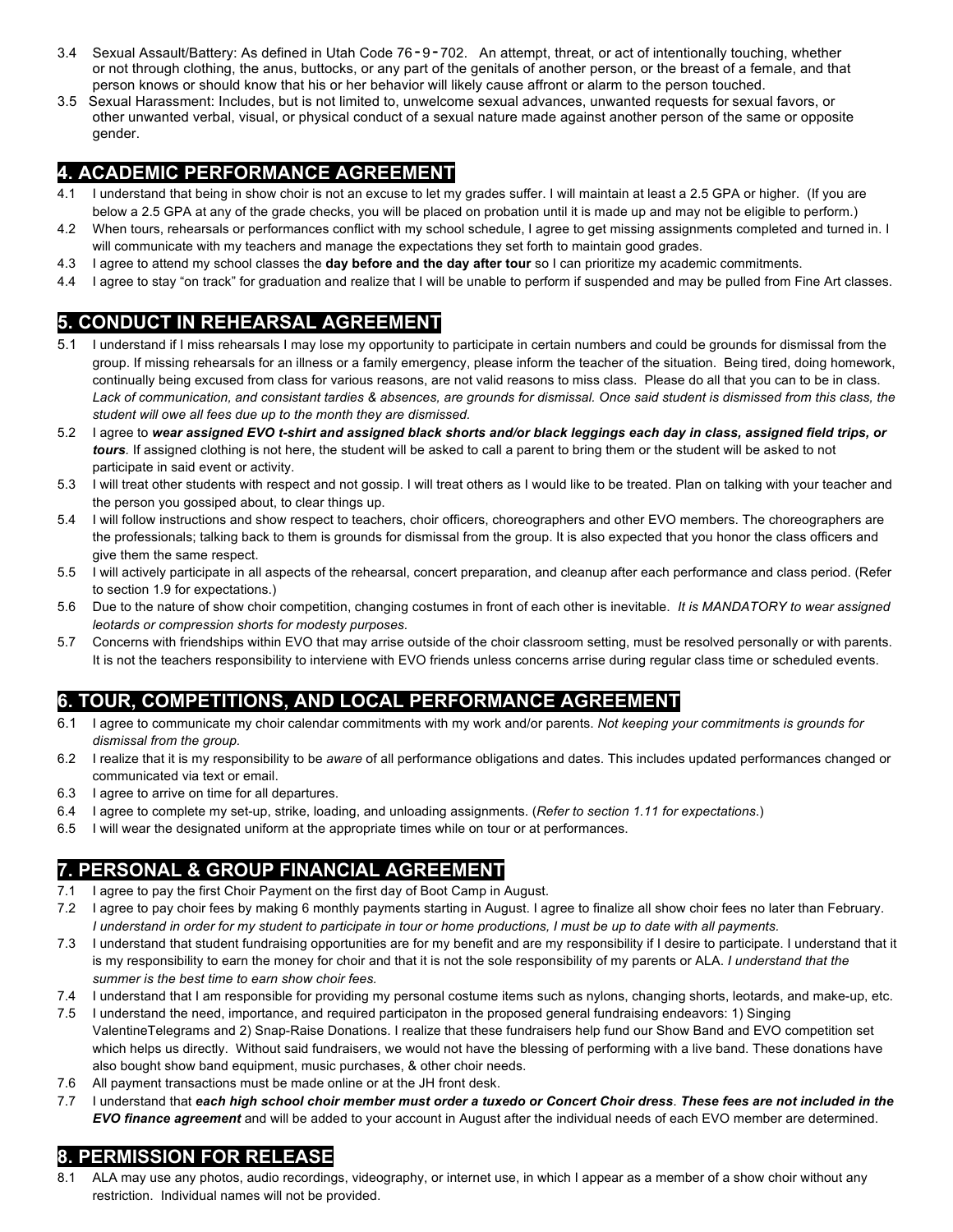3.4 Sexual Assault/Battery: As defined in Utah Code 76-9-702. An attempt, threat, or act of intentionally touching, whether or not through clothing, the anus, buttocks, or any part of the genitals of another person, or the breast of a female, and that person knows or should know that his or her behavior will likely cause affront or alarm to the person touched.

3.5 Sexual Harassment: Includes, but is not limited to, unwelcome sexual advances, unwanted requests for sexual favors, or other unwanted verbal, visual, or physical conduct of a sexual nature made against another person of the same or opposite gender.

## 4. ACADEMIC PERFORMANCE AGREEMENT

4.1 I understand that being in show choir is not an excuse to let my grades suffer. I will maintain at least a 2.5 GPA or higher. (If you are below a 2.5 GPA at any of the grade checks, you will be placed on probation until it is made up and may not be eligible to perform.)

4.2 When tours, rehearsals or performances conflict with my school schedule, I agree to get missing assignments completed and turned in. I will communicate with my teachers and manage the expectations they set forth to maintain good grades.

4.3 I agree to attend my school classes the **day before and the day after tour** so I can prioritize my academic commitments.

4.4 I agree to stay "on track" for graduation and realize that I will be unable to perform if suspended and may be pulled from Fine Art classes.

## 5. CONDUCT IN REHEARSAL AGREEMENT

5.1 I understand if I miss rehearsals I may lose my opportunity to participate in certain numbers and could be grounds for dismissal from the group. If missing rehearsals for an illness or a family emergency, please inform the teacher of the situation. Being tired, doing homework, continually being excused from class for various reasons, are not valid reasons to miss class. Please do all that you can to be in class. *Lack of communication, and consistant tardies & absences, are grounds for dismissal. Once said student is dismissed from this class, the student will owe all fees due up to the month they are dismissed.*

5.2 I agree to ***wear assigned EVO t-shirt and assigned black shorts and/or black leggings each day in class, assigned field trips, or tours****.* If assigned clothing is not here, the student will be asked to call a parent to bring them or the student will be asked to not participate in said event or activity.

5.3 I will treat other students with respect and not gossip. I will treat others as I would like to be treated. Plan on talking with your teacher and the person you gossiped about, to clear things up.

5.4 I will follow instructions and show respect to teachers, choir officers, choreographers and other EVO members. The choreographers are the professionals; talking back to them is grounds for dismissal from the group. It is also expected that you honor the class officers and give them the same respect.

5.5 I will actively participate in all aspects of the rehearsal, concert preparation, and cleanup after each performance and class period. (Refer to section 1.9 for expectations.)

5.6 Due to the nature of show choir competition, changing costumes in front of each other is inevitable. *It is MANDATORY to wear assigned leotards or compression shorts for modesty purposes.*

5.7 Concerns with friendships within EVO that may arrise outside of the choir classroom setting, must be resolved personally or with parents. It is not the teachers responsibility to interviene with EVO friends unless concerns arrise during regular class time or scheduled events.

## 6. TOUR, COMPETITIONS, AND LOCAL PERFORMANCE AGREEMENT

6.1 I agree to communicate my choir calendar commitments with my work and/or parents. *Not keeping your commitments is grounds for dismissal from the group.*

6.2 I realize that it is my responsibility to be *aware* of all performance obligations and dates. This includes updated performances changed or communicated via text or email.

6.3 I agree to arrive on time for all departures.

6.4 I agree to complete my set-up, strike, loading, and unloading assignments. (*Refer to section 1.11 for expectations.*)

6.5 I will wear the designated uniform at the appropriate times while on tour or at performances.

## 7. PERSONAL & GROUP FINANCIAL AGREEMENT

7.1 I agree to pay the first Choir Payment on the first day of Boot Camp in August.

7.2 I agree to pay choir fees by making 6 monthly payments starting in August. I agree to finalize all show choir fees no later than February. *I understand in order for my student to participate in tour or home productions, I must be up to date with all payments.*

7.3 I understand that student fundraising opportunities are for my benefit and are my responsibility if I desire to participate. I understand that it is my responsibility to earn the money for choir and that it is not the sole responsibility of my parents or ALA. *I understand that the summer is the best time to earn show choir fees.*

7.4 I understand that I am responsible for providing my personal costume items such as nylons, changing shorts, leotards, and make-up, etc.

7.5 I understand the need, importance, and required participaton in the proposed general fundraising endeavors: 1) Singing ValentineTelegrams and 2) Snap-Raise Donations. I realize that these fundraisers help fund our Show Band and EVO competition set which helps us directly. Without said fundraisers, we would not have the blessing of performing with a live band. These donations have also bought show band equipment, music purchases, & other choir needs.

7.6 All payment transactions must be made online or at the JH front desk.

7.7 I understand that ***each high school choir member must order a tuxedo or Concert Choir dress***. ***These fees are not included in the EVO finance agreement*** and will be added to your account in August after the individual needs of each EVO member are determined.

## 8. PERMISSION FOR RELEASE

8.1 ALA may use any photos, audio recordings, videography, or internet use, in which I appear as a member of a show choir without any restriction. Individual names will not be provided.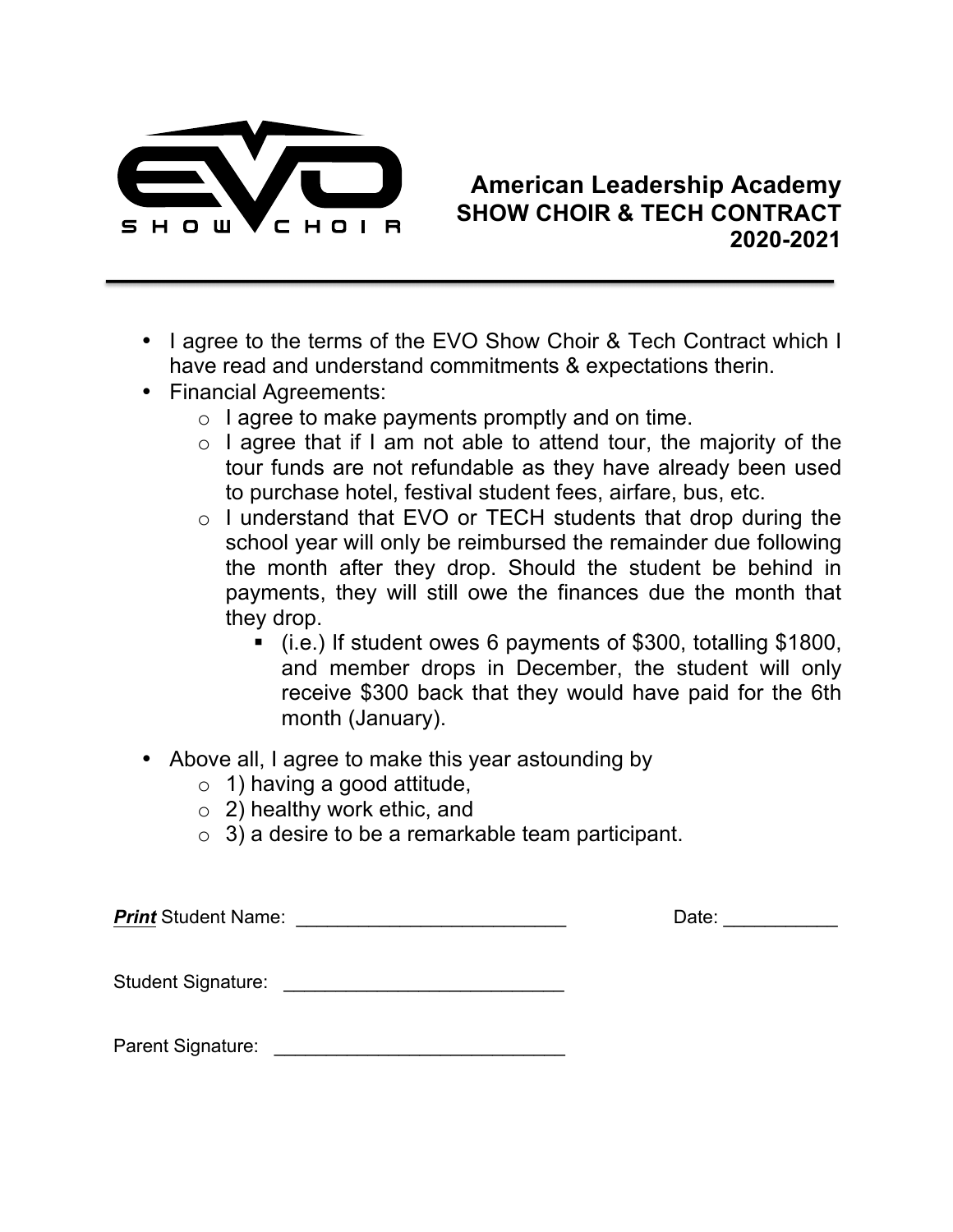EVO SHOW CHOIR

# American Leadership Academy
## SHOW CHOIR & TECH CONTRACT
## 2020-2021

---

- I agree to the terms of the EVO Show Choir & Tech Contract which I have read and understand commitments & expectations therin.
- Financial Agreements:
  - I agree to make payments promptly and on time.
  - I agree that if I am not able to attend tour, the majority of the tour funds are not refundable as they have already been used to purchase hotel, festival student fees, airfare, bus, etc.
  - I understand that EVO or TECH students that drop during the school year will only be reimbursed the remainder due following the month after they drop. Should the student be behind in payments, they will still owe the finances due the month that they drop.
    - (i.e.) If student owes 6 payments of $300, totalling $1800, and member drops in December, the student will only receive $300 back that they would have paid for the 6th month (January).
- Above all, I agree to make this year astounding by
  - 1) having a good attitude,
  - 2) healthy work ethic, and
  - 3) a desire to be a remarkable team participant.

***Print*** Student Name: __________________________ Date: ___________

Student Signature: ___________________________

Parent Signature: ____________________________